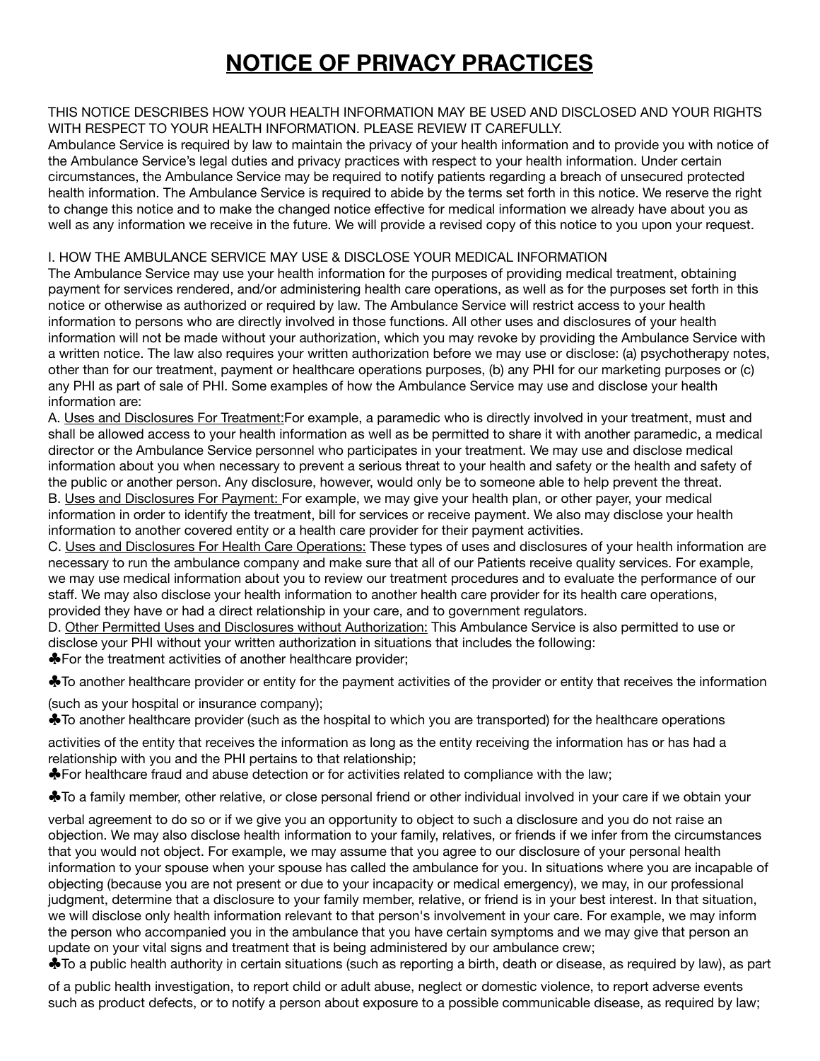# NOTICE OF PRIVACY PRACTICES

THIS NOTICE DESCRIBES HOW YOUR HEALTH INFORMATION MAY BE USED AND DISCLOSED AND YOUR RIGHTS WITH RESPECT TO YOUR HEALTH INFORMATION. PLEASE REVIEW IT CAREFULLY.

Ambulance Service is required by law to maintain the privacy of your health information and to provide you with notice of the Ambulance Service's legal duties and privacy practices with respect to your health information. Under certain circumstances, the Ambulance Service may be required to notify patients regarding a breach of unsecured protected health information. The Ambulance Service is required to abide by the terms set forth in this notice. We reserve the right to change this notice and to make the changed notice effective for medical information we already have about you as well as any information we receive in the future. We will provide a revised copy of this notice to you upon your request.

## I. HOW THE AMBULANCE SERVICE MAY USE & DISCLOSE YOUR MEDICAL INFORMATION

The Ambulance Service may use your health information for the purposes of providing medical treatment, obtaining payment for services rendered, and/or administering health care operations, as well as for the purposes set forth in this notice or otherwise as authorized or required by law. The Ambulance Service will restrict access to your health information to persons who are directly involved in those functions. All other uses and disclosures of your health information will not be made without your authorization, which you may revoke by providing the Ambulance Service with a written notice. The law also requires your written authorization before we may use or disclose: (a) psychotherapy notes, other than for our treatment, payment or healthcare operations purposes, (b) any PHI for our marketing purposes or (c) any PHI as part of sale of PHI. Some examples of how the Ambulance Service may use and disclose your health information are:

A. <u>Uses and Disclosures For Treatment:</u>For example, a paramedic who is directly involved in your treatment, must and shall be allowed access to your health information as well as be permitted to share it with another paramedic, a medical director or the Ambulance Service personnel who participates in your treatment. We may use and disclose medical information about you when necessary to prevent a serious threat to your health and safety or the health and safety of the public or another person. Any disclosure, however, would only be to someone able to help prevent the threat.

B. <u>Uses and Disclosures For Payment:</u> For example, we may give your health plan, or other payer, your medical information in order to identify the treatment, bill for services or receive payment. We also may disclose your health information to another covered entity or a health care provider for their payment activities.

C. <u>Uses and Disclosures For Health Care Operations:</u> These types of uses and disclosures of your health information are necessary to run the ambulance company and make sure that all of our Patients receive quality services. For example, we may use medical information about you to review our treatment procedures and to evaluate the performance of our staff. We may also disclose your health information to another health care provider for its health care operations, provided they have or had a direct relationship in your care, and to government regulators.

D. <u>Other Permitted Uses and Disclosures without Authorization:</u> This Ambulance Service is also permitted to use or disclose your PHI without your written authorization in situations that includes the following:

- ♣For the treatment activities of another healthcare provider;
- ♣To another healthcare provider or entity for the payment activities of the provider or entity that receives the information (such as your hospital or insurance company);
- ♣To another healthcare provider (such as the hospital to which you are transported) for the healthcare operations activities of the entity that receives the information as long as the entity receiving the information has or has had a relationship with you and the PHI pertains to that relationship;
- ♣For healthcare fraud and abuse detection or for activities related to compliance with the law;
- ♣To a family member, other relative, or close personal friend or other individual involved in your care if we obtain your verbal agreement to do so or if we give you an opportunity to object to such a disclosure and you do not raise an objection. We may also disclose health information to your family, relatives, or friends if we infer from the circumstances that you would not object. For example, we may assume that you agree to our disclosure of your personal health information to your spouse when your spouse has called the ambulance for you. In situations where you are incapable of objecting (because you are not present or due to your incapacity or medical emergency), we may, in our professional judgment, determine that a disclosure to your family member, relative, or friend is in your best interest. In that situation, we will disclose only health information relevant to that person's involvement in your care. For example, we may inform the person who accompanied you in the ambulance that you have certain symptoms and we may give that person an update on your vital signs and treatment that is being administered by our ambulance crew;
- ♣To a public health authority in certain situations (such as reporting a birth, death or disease, as required by law), as part of a public health investigation, to report child or adult abuse, neglect or domestic violence, to report adverse events such as product defects, or to notify a person about exposure to a possible communicable disease, as required by law;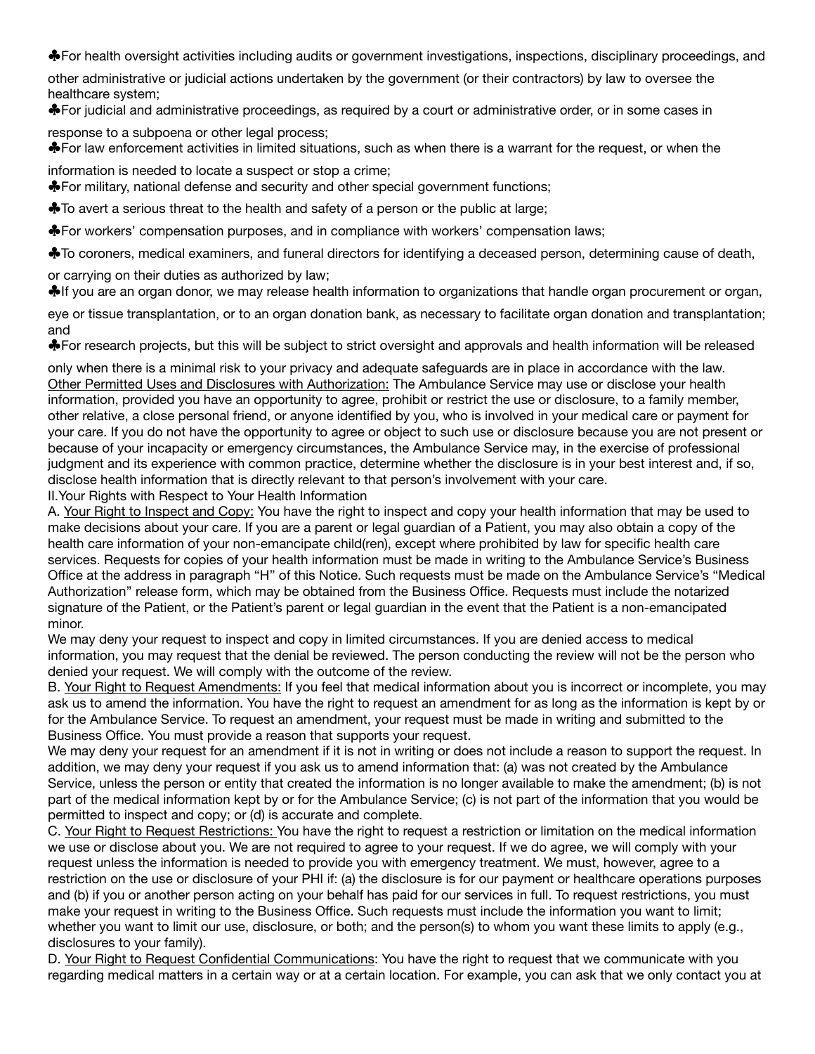♣For health oversight activities including audits or government investigations, inspections, disciplinary proceedings, and other administrative or judicial actions undertaken by the government (or their contractors) by law to oversee the healthcare system;

♣For judicial and administrative proceedings, as required by a court or administrative order, or in some cases in response to a subpoena or other legal process;

♣For law enforcement activities in limited situations, such as when there is a warrant for the request, or when the information is needed to locate a suspect or stop a crime;

♣For military, national defense and security and other special government functions;

♣To avert a serious threat to the health and safety of a person or the public at large;

♣For workers' compensation purposes, and in compliance with workers' compensation laws;

♣To coroners, medical examiners, and funeral directors for identifying a deceased person, determining cause of death, or carrying on their duties as authorized by law;

♣If you are an organ donor, we may release health information to organizations that handle organ procurement or organ, eye or tissue transplantation, or to an organ donation bank, as necessary to facilitate organ donation and transplantation; and

♣For research projects, but this will be subject to strict oversight and approvals and health information will be released only when there is a minimal risk to your privacy and adequate safeguards are in place in accordance with the law.

Other Permitted Uses and Disclosures with Authorization: The Ambulance Service may use or disclose your health information, provided you have an opportunity to agree, prohibit or restrict the use or disclosure, to a family member, other relative, a close personal friend, or anyone identified by you, who is involved in your medical care or payment for your care. If you do not have the opportunity to agree or object to such use or disclosure because you are not present or because of your incapacity or emergency circumstances, the Ambulance Service may, in the exercise of professional judgment and its experience with common practice, determine whether the disclosure is in your best interest and, if so, disclose health information that is directly relevant to that person's involvement with your care.

II.Your Rights with Respect to Your Health Information

A. Your Right to Inspect and Copy: You have the right to inspect and copy your health information that may be used to make decisions about your care. If you are a parent or legal guardian of a Patient, you may also obtain a copy of the health care information of your non-emancipate child(ren), except where prohibited by law for specific health care services. Requests for copies of your health information must be made in writing to the Ambulance Service's Business Office at the address in paragraph "H" of this Notice. Such requests must be made on the Ambulance Service's "Medical Authorization" release form, which may be obtained from the Business Office. Requests must include the notarized signature of the Patient, or the Patient's parent or legal guardian in the event that the Patient is a non-emancipated minor.

We may deny your request to inspect and copy in limited circumstances. If you are denied access to medical information, you may request that the denial be reviewed. The person conducting the review will not be the person who denied your request. We will comply with the outcome of the review.

B. Your Right to Request Amendments: If you feel that medical information about you is incorrect or incomplete, you may ask us to amend the information. You have the right to request an amendment for as long as the information is kept by or for the Ambulance Service. To request an amendment, your request must be made in writing and submitted to the Business Office. You must provide a reason that supports your request.

We may deny your request for an amendment if it is not in writing or does not include a reason to support the request. In addition, we may deny your request if you ask us to amend information that: (a) was not created by the Ambulance Service, unless the person or entity that created the information is no longer available to make the amendment; (b) is not part of the medical information kept by or for the Ambulance Service; (c) is not part of the information that you would be permitted to inspect and copy; or (d) is accurate and complete.

C. Your Right to Request Restrictions: You have the right to request a restriction or limitation on the medical information we use or disclose about you. We are not required to agree to your request. If we do agree, we will comply with your request unless the information is needed to provide you with emergency treatment. We must, however, agree to a restriction on the use or disclosure of your PHI if: (a) the disclosure is for our payment or healthcare operations purposes and (b) if you or another person acting on your behalf has paid for our services in full. To request restrictions, you must make your request in writing to the Business Office. Such requests must include the information you want to limit; whether you want to limit our use, disclosure, or both; and the person(s) to whom you want these limits to apply (e.g., disclosures to your family).

D. Your Right to Request Confidential Communications: You have the right to request that we communicate with you regarding medical matters in a certain way or at a certain location. For example, you can ask that we only contact you at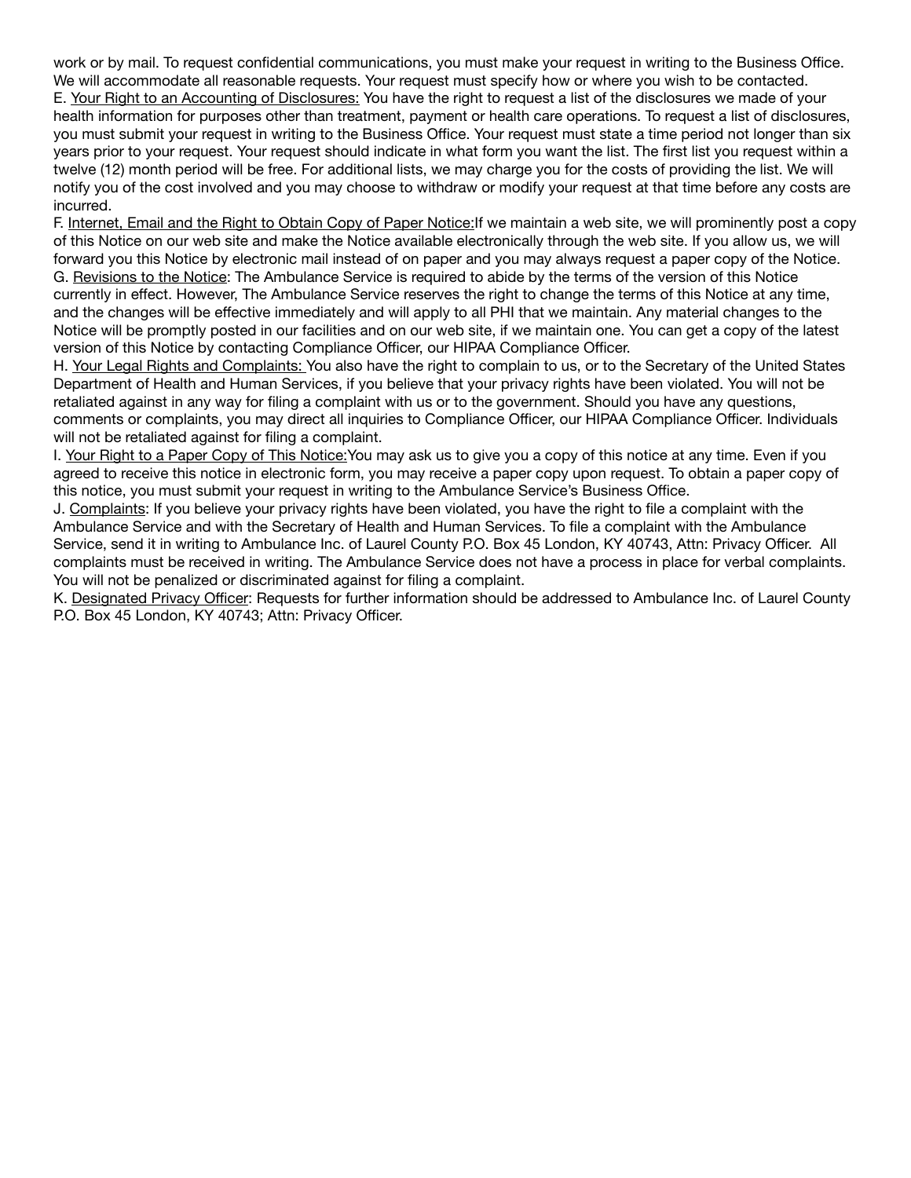work or by mail. To request confidential communications, you must make your request in writing to the Business Office. We will accommodate all reasonable requests. Your request must specify how or where you wish to be contacted.

E. Your Right to an Accounting of Disclosures: You have the right to request a list of the disclosures we made of your health information for purposes other than treatment, payment or health care operations. To request a list of disclosures, you must submit your request in writing to the Business Office. Your request must state a time period not longer than six years prior to your request. Your request should indicate in what form you want the list. The first list you request within a twelve (12) month period will be free. For additional lists, we may charge you for the costs of providing the list. We will notify you of the cost involved and you may choose to withdraw or modify your request at that time before any costs are incurred.

F. Internet, Email and the Right to Obtain Copy of Paper Notice:If we maintain a web site, we will prominently post a copy of this Notice on our web site and make the Notice available electronically through the web site. If you allow us, we will forward you this Notice by electronic mail instead of on paper and you may always request a paper copy of the Notice.

G. Revisions to the Notice: The Ambulance Service is required to abide by the terms of the version of this Notice currently in effect. However, The Ambulance Service reserves the right to change the terms of this Notice at any time, and the changes will be effective immediately and will apply to all PHI that we maintain. Any material changes to the Notice will be promptly posted in our facilities and on our web site, if we maintain one. You can get a copy of the latest version of this Notice by contacting Compliance Officer, our HIPAA Compliance Officer.

H. Your Legal Rights and Complaints: You also have the right to complain to us, or to the Secretary of the United States Department of Health and Human Services, if you believe that your privacy rights have been violated. You will not be retaliated against in any way for filing a complaint with us or to the government. Should you have any questions, comments or complaints, you may direct all inquiries to Compliance Officer, our HIPAA Compliance Officer. Individuals will not be retaliated against for filing a complaint.

I. Your Right to a Paper Copy of This Notice:You may ask us to give you a copy of this notice at any time. Even if you agreed to receive this notice in electronic form, you may receive a paper copy upon request. To obtain a paper copy of this notice, you must submit your request in writing to the Ambulance Service's Business Office.

J. Complaints: If you believe your privacy rights have been violated, you have the right to file a complaint with the Ambulance Service and with the Secretary of Health and Human Services. To file a complaint with the Ambulance Service, send it in writing to Ambulance Inc. of Laurel County P.O. Box 45 London, KY 40743, Attn: Privacy Officer. All complaints must be received in writing. The Ambulance Service does not have a process in place for verbal complaints. You will not be penalized or discriminated against for filing a complaint.

K. Designated Privacy Officer: Requests for further information should be addressed to Ambulance Inc. of Laurel County P.O. Box 45 London, KY 40743; Attn: Privacy Officer.